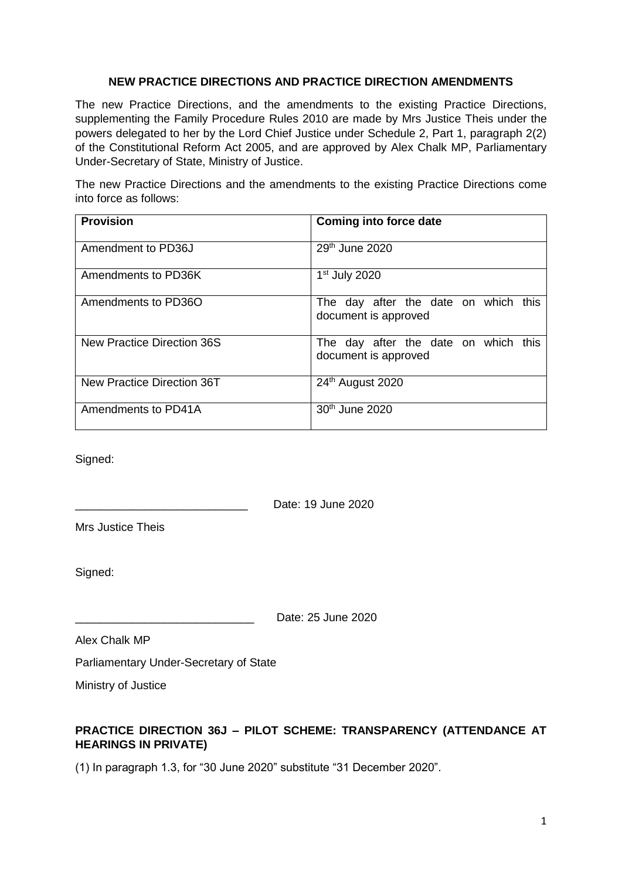# NEW PRACTICE DIRECTIONS AND PRACTICE DIRECTION AMENDMENTS

The new Practice Directions, and the amendments to the existing Practice Directions, supplementing the Family Procedure Rules 2010 are made by Mrs Justice Theis under the powers delegated to her by the Lord Chief Justice under Schedule 2, Part 1, paragraph 2(2) of the Constitutional Reform Act 2005, and are approved by Alex Chalk MP, Parliamentary Under-Secretary of State, Ministry of Justice.

The new Practice Directions and the amendments to the existing Practice Directions come into force as follows:

| **Provision** | **Coming into force date** |
| --- | --- |
| Amendment to PD36J | 29th June 2020 |
| Amendments to PD36K | 1st July 2020 |
| Amendments to PD36O | The day after the date on which this document is approved |
| New Practice Direction 36S | The day after the date on which this document is approved |
| New Practice Direction 36T | 24th August 2020 |
| Amendments to PD41A | 30th June 2020 |

Signed:

\_\_\_\_\_\_\_\_\_\_\_\_\_\_\_\_\_\_\_\_\_\_\_\_\_\_\_ Date: 19 June 2020

Mrs Justice Theis

Signed:

\_\_\_\_\_\_\_\_\_\_\_\_\_\_\_\_\_\_\_\_\_\_\_\_\_\_\_\_ Date: 25 June 2020

Alex Chalk MP

Parliamentary Under-Secretary of State

Ministry of Justice

## PRACTICE DIRECTION 36J – PILOT SCHEME: TRANSPARENCY (ATTENDANCE AT HEARINGS IN PRIVATE)

(1) In paragraph 1.3, for "30 June 2020" substitute "31 December 2020".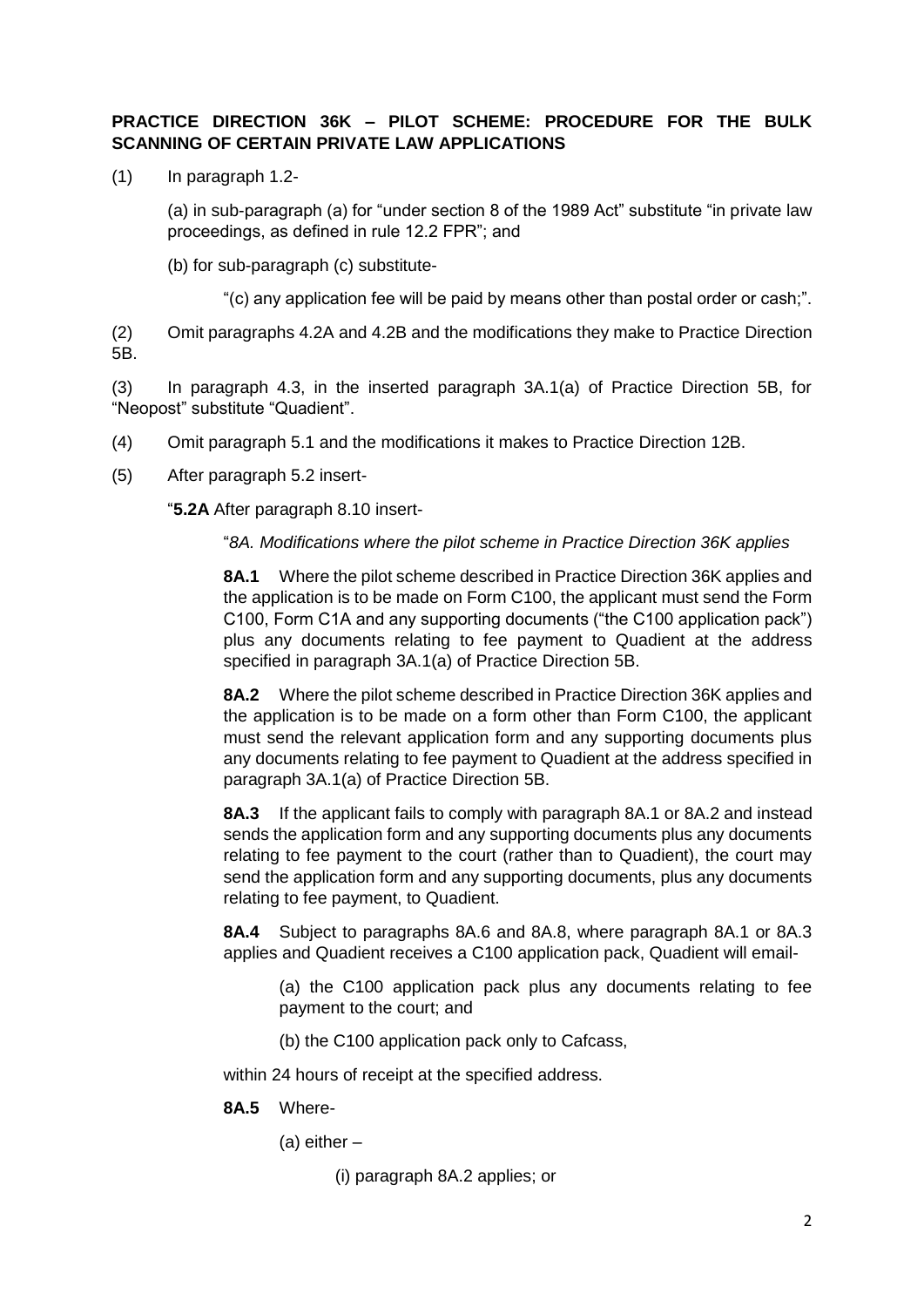**PRACTICE DIRECTION 36K – PILOT SCHEME: PROCEDURE FOR THE BULK SCANNING OF CERTAIN PRIVATE LAW APPLICATIONS**

(1) In paragraph 1.2-

(a) in sub-paragraph (a) for "under section 8 of the 1989 Act" substitute "in private law proceedings, as defined in rule 12.2 FPR"; and

(b) for sub-paragraph (c) substitute-

"(c) any application fee will be paid by means other than postal order or cash;".

(2) Omit paragraphs 4.2A and 4.2B and the modifications they make to Practice Direction 5B.

(3) In paragraph 4.3, in the inserted paragraph 3A.1(a) of Practice Direction 5B, for "Neopost" substitute "Quadient".

(4) Omit paragraph 5.1 and the modifications it makes to Practice Direction 12B.

(5) After paragraph 5.2 insert-

"**5.2A** After paragraph 8.10 insert-

"*8A. Modifications where the pilot scheme in Practice Direction 36K applies*

**8A.1** Where the pilot scheme described in Practice Direction 36K applies and the application is to be made on Form C100, the applicant must send the Form C100, Form C1A and any supporting documents ("the C100 application pack") plus any documents relating to fee payment to Quadient at the address specified in paragraph 3A.1(a) of Practice Direction 5B.

**8A.2** Where the pilot scheme described in Practice Direction 36K applies and the application is to be made on a form other than Form C100, the applicant must send the relevant application form and any supporting documents plus any documents relating to fee payment to Quadient at the address specified in paragraph 3A.1(a) of Practice Direction 5B.

**8A.3** If the applicant fails to comply with paragraph 8A.1 or 8A.2 and instead sends the application form and any supporting documents plus any documents relating to fee payment to the court (rather than to Quadient), the court may send the application form and any supporting documents, plus any documents relating to fee payment, to Quadient.

**8A.4** Subject to paragraphs 8A.6 and 8A.8, where paragraph 8A.1 or 8A.3 applies and Quadient receives a C100 application pack, Quadient will email-

(a) the C100 application pack plus any documents relating to fee payment to the court; and

(b) the C100 application pack only to Cafcass,

within 24 hours of receipt at the specified address.

**8A.5** Where-

(a) either –

(i) paragraph 8A.2 applies; or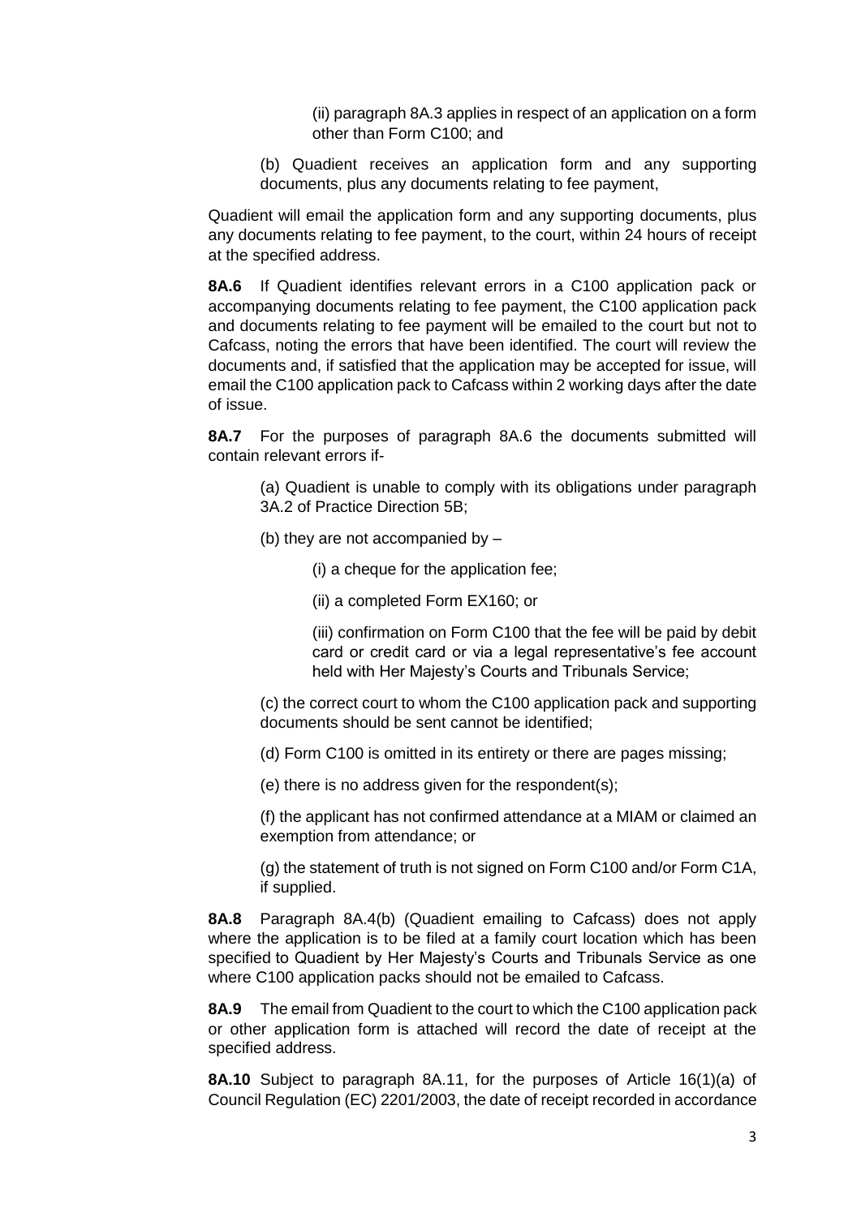(ii) paragraph 8A.3 applies in respect of an application on a form other than Form C100; and

(b) Quadient receives an application form and any supporting documents, plus any documents relating to fee payment,

Quadient will email the application form and any supporting documents, plus any documents relating to fee payment, to the court, within 24 hours of receipt at the specified address.

**8A.6** If Quadient identifies relevant errors in a C100 application pack or accompanying documents relating to fee payment, the C100 application pack and documents relating to fee payment will be emailed to the court but not to Cafcass, noting the errors that have been identified. The court will review the documents and, if satisfied that the application may be accepted for issue, will email the C100 application pack to Cafcass within 2 working days after the date of issue.

**8A.7** For the purposes of paragraph 8A.6 the documents submitted will contain relevant errors if-

(a) Quadient is unable to comply with its obligations under paragraph 3A.2 of Practice Direction 5B;

(b) they are not accompanied by –

(i) a cheque for the application fee;

(ii) a completed Form EX160; or

(iii) confirmation on Form C100 that the fee will be paid by debit card or credit card or via a legal representative's fee account held with Her Majesty's Courts and Tribunals Service;

(c) the correct court to whom the C100 application pack and supporting documents should be sent cannot be identified;

(d) Form C100 is omitted in its entirety or there are pages missing;

(e) there is no address given for the respondent(s);

(f) the applicant has not confirmed attendance at a MIAM or claimed an exemption from attendance; or

(g) the statement of truth is not signed on Form C100 and/or Form C1A, if supplied.

**8A.8** Paragraph 8A.4(b) (Quadient emailing to Cafcass) does not apply where the application is to be filed at a family court location which has been specified to Quadient by Her Majesty's Courts and Tribunals Service as one where C100 application packs should not be emailed to Cafcass.

**8A.9** The email from Quadient to the court to which the C100 application pack or other application form is attached will record the date of receipt at the specified address.

**8A.10** Subject to paragraph 8A.11, for the purposes of Article 16(1)(a) of Council Regulation (EC) 2201/2003, the date of receipt recorded in accordance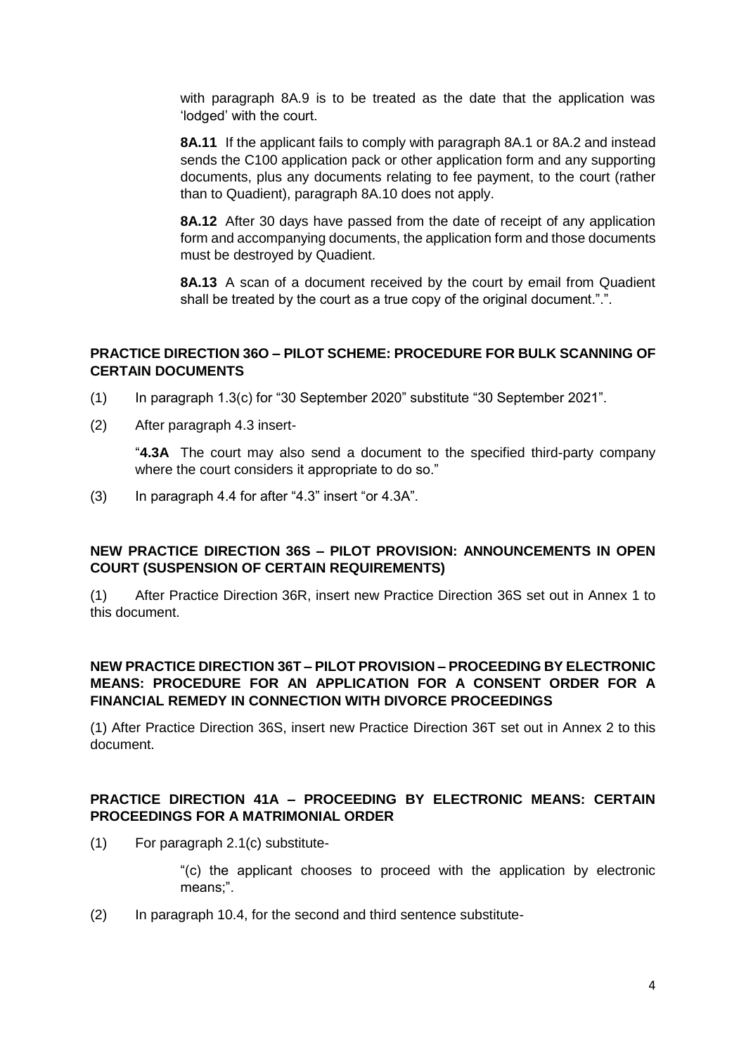with paragraph 8A.9 is to be treated as the date that the application was 'lodged' with the court.

**8A.11** If the applicant fails to comply with paragraph 8A.1 or 8A.2 and instead sends the C100 application pack or other application form and any supporting documents, plus any documents relating to fee payment, to the court (rather than to Quadient), paragraph 8A.10 does not apply.

**8A.12** After 30 days have passed from the date of receipt of any application form and accompanying documents, the application form and those documents must be destroyed by Quadient.

**8A.13** A scan of a document received by the court by email from Quadient shall be treated by the court as a true copy of the original document.".".

**PRACTICE DIRECTION 36O – PILOT SCHEME: PROCEDURE FOR BULK SCANNING OF CERTAIN DOCUMENTS**

(1) In paragraph 1.3(c) for "30 September 2020" substitute "30 September 2021".

(2) After paragraph 4.3 insert-

"**4.3A** The court may also send a document to the specified third-party company where the court considers it appropriate to do so."

(3) In paragraph 4.4 for after "4.3" insert "or 4.3A".

**NEW PRACTICE DIRECTION 36S – PILOT PROVISION: ANNOUNCEMENTS IN OPEN COURT (SUSPENSION OF CERTAIN REQUIREMENTS)**

(1) After Practice Direction 36R, insert new Practice Direction 36S set out in Annex 1 to this document.

**NEW PRACTICE DIRECTION 36T – PILOT PROVISION – PROCEEDING BY ELECTRONIC MEANS: PROCEDURE FOR AN APPLICATION FOR A CONSENT ORDER FOR A FINANCIAL REMEDY IN CONNECTION WITH DIVORCE PROCEEDINGS**

(1) After Practice Direction 36S, insert new Practice Direction 36T set out in Annex 2 to this document.

**PRACTICE DIRECTION 41A – PROCEEDING BY ELECTRONIC MEANS: CERTAIN PROCEEDINGS FOR A MATRIMONIAL ORDER**

(1) For paragraph 2.1(c) substitute-

"(c) the applicant chooses to proceed with the application by electronic means;".

(2) In paragraph 10.4, for the second and third sentence substitute-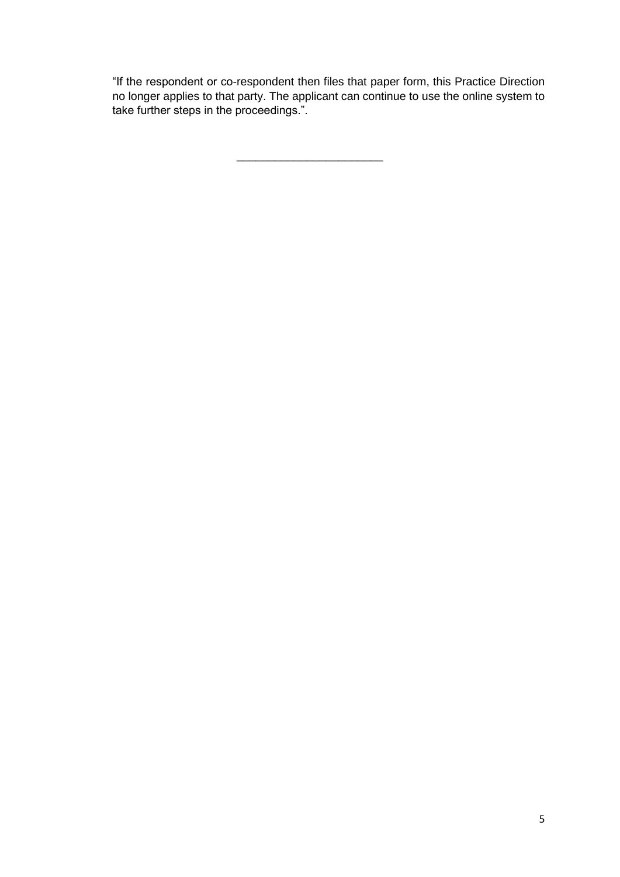"If the respondent or co-respondent then files that paper form, this Practice Direction no longer applies to that party. The applicant can continue to use the online system to take further steps in the proceedings.".

---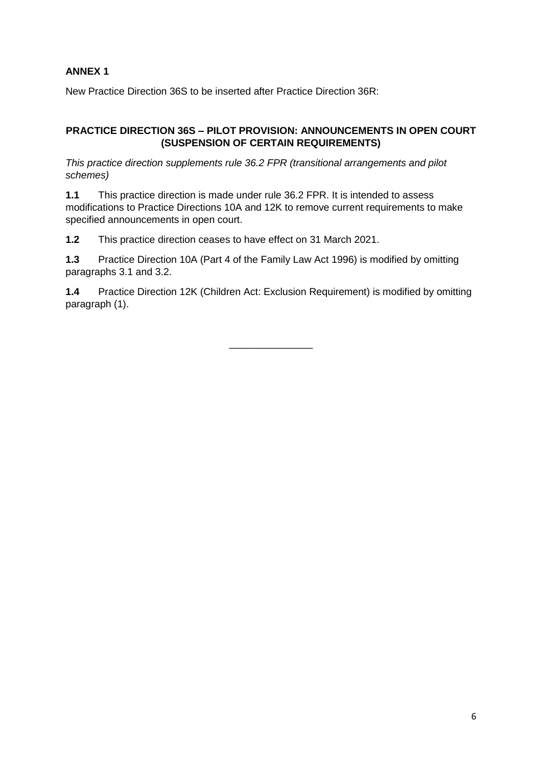**ANNEX 1**

New Practice Direction 36S to be inserted after Practice Direction 36R:

## PRACTICE DIRECTION 36S – PILOT PROVISION: ANNOUNCEMENTS IN OPEN COURT (SUSPENSION OF CERTAIN REQUIREMENTS)

*This practice direction supplements rule 36.2 FPR (transitional arrangements and pilot schemes)*

**1.1** This practice direction is made under rule 36.2 FPR. It is intended to assess modifications to Practice Directions 10A and 12K to remove current requirements to make specified announcements in open court.

**1.2** This practice direction ceases to have effect on 31 March 2021.

**1.3** Practice Direction 10A (Part 4 of the Family Law Act 1996) is modified by omitting paragraphs 3.1 and 3.2.

**1.4** Practice Direction 12K (Children Act: Exclusion Requirement) is modified by omitting paragraph (1).

---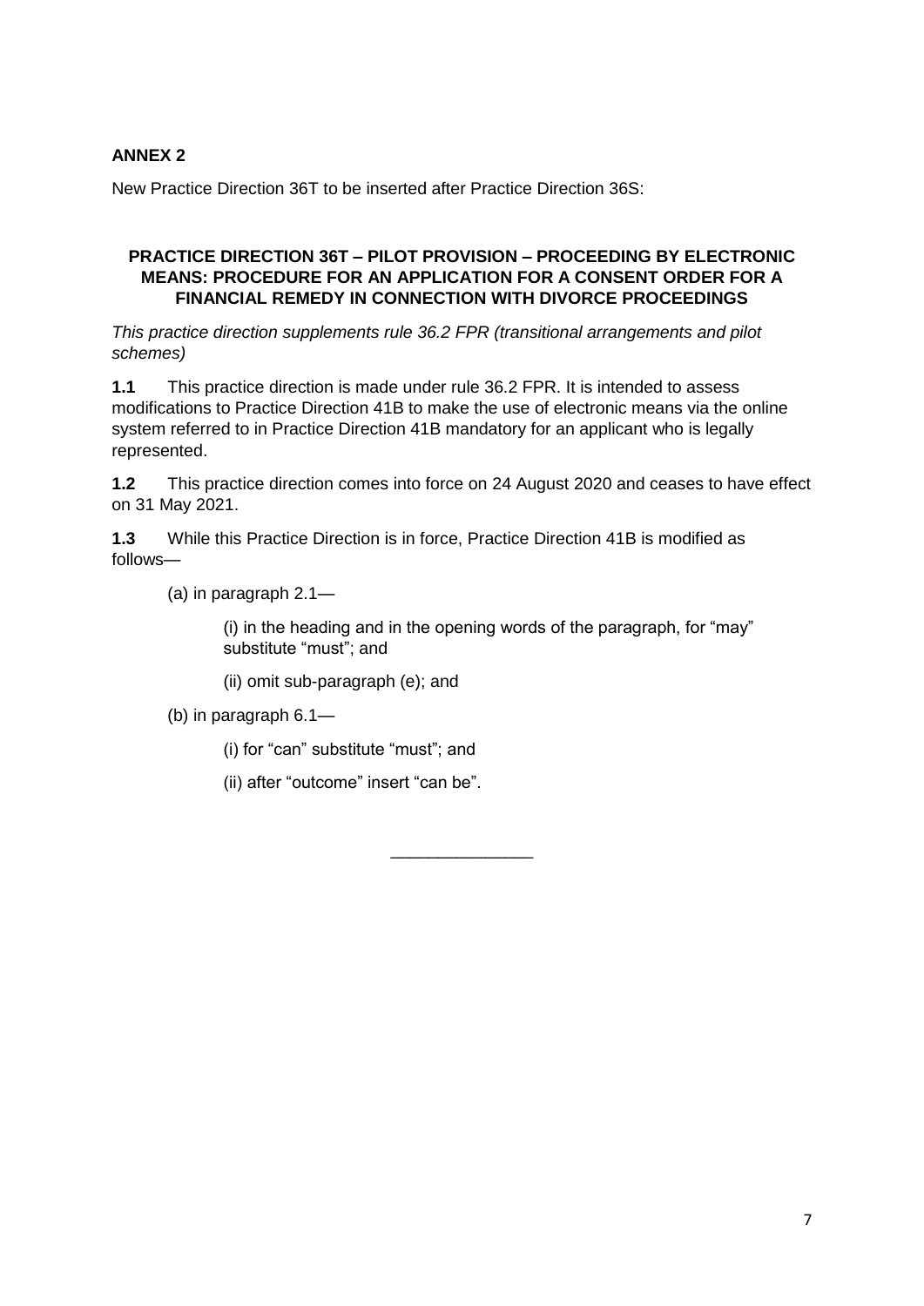**ANNEX 2**

New Practice Direction 36T to be inserted after Practice Direction 36S:

**PRACTICE DIRECTION 36T – PILOT PROVISION – PROCEEDING BY ELECTRONIC MEANS: PROCEDURE FOR AN APPLICATION FOR A CONSENT ORDER FOR A FINANCIAL REMEDY IN CONNECTION WITH DIVORCE PROCEEDINGS**

*This practice direction supplements rule 36.2 FPR (transitional arrangements and pilot schemes)*

**1.1** This practice direction is made under rule 36.2 FPR. It is intended to assess modifications to Practice Direction 41B to make the use of electronic means via the online system referred to in Practice Direction 41B mandatory for an applicant who is legally represented.

**1.2** This practice direction comes into force on 24 August 2020 and ceases to have effect on 31 May 2021.

**1.3** While this Practice Direction is in force, Practice Direction 41B is modified as follows—

(a) in paragraph 2.1—

(i) in the heading and in the opening words of the paragraph, for "may" substitute "must"; and

(ii) omit sub-paragraph (e); and

(b) in paragraph 6.1—

(i) for "can" substitute "must"; and

(ii) after "outcome" insert "can be".

_______________